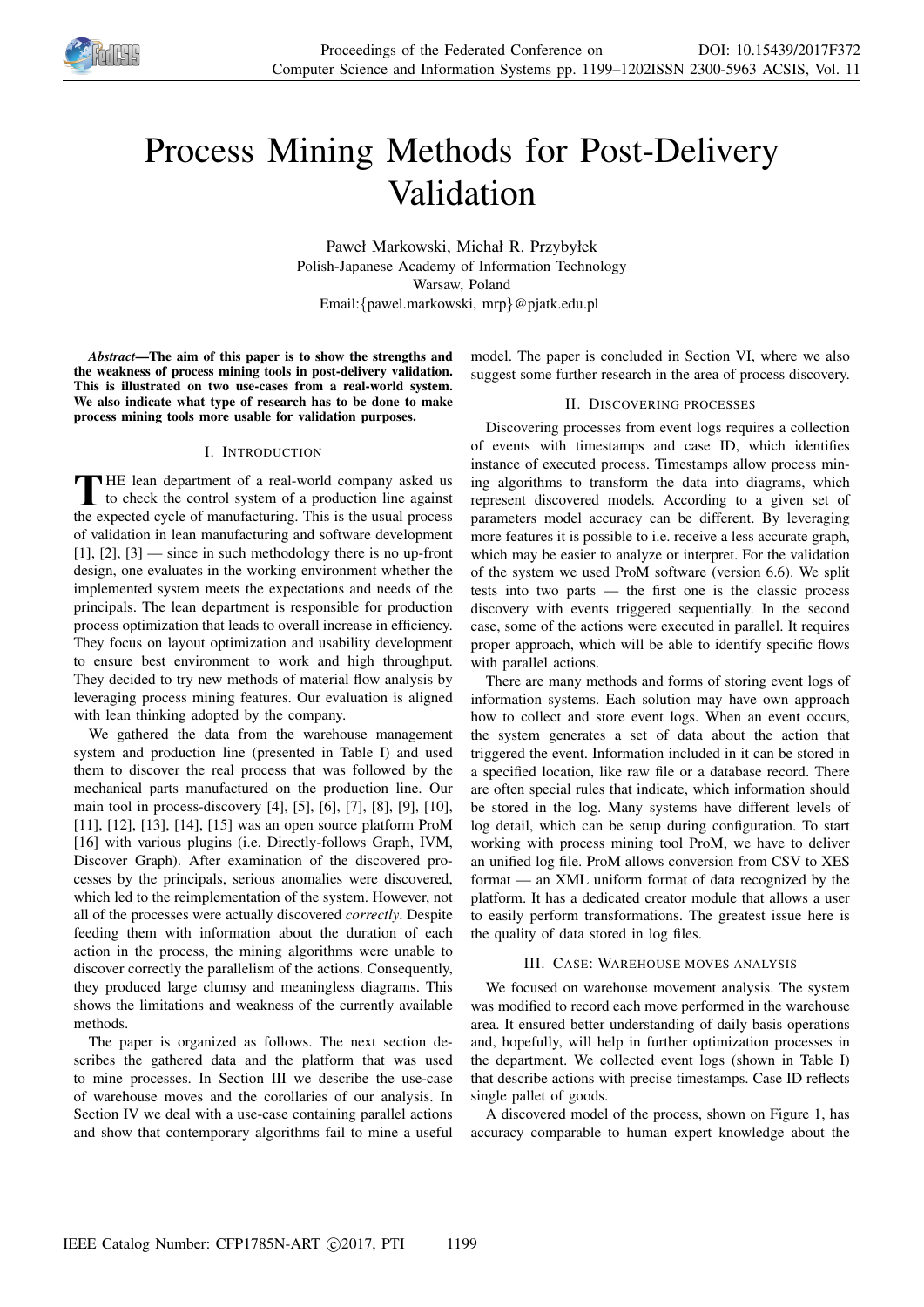# Process Mining Methods for Post-Delivery Validation

Paweł Markowski, Michał R. Przybyłek
Polish-Japanese Academy of Information Technology
Warsaw, Poland
Email:{pawel.markowski, mrp}@pjatk.edu.pl

***Abstract*—The aim of this paper is to show the strengths and the weakness of process mining tools in post-delivery validation. This is illustrated on two use-cases from a real-world system. We also indicate what type of research has to be done to make process mining tools more usable for validation purposes.**

## I. Introduction

THE lean department of a real-world company asked us to check the control system of a production line against the expected cycle of manufacturing. This is the usual process of validation in lean manufacturing and software development [1], [2], [3] — since in such methodology there is no up-front design, one evaluates in the working environment whether the implemented system meets the expectations and needs of the principals. The lean department is responsible for production process optimization that leads to overall increase in efficiency. They focus on layout optimization and usability development to ensure best environment to work and high throughput. They decided to try new methods of material flow analysis by leveraging process mining features. Our evaluation is aligned with lean thinking adopted by the company.

We gathered the data from the warehouse management system and production line (presented in Table I) and used them to discover the real process that was followed by the mechanical parts manufactured on the production line. Our main tool in process-discovery [4], [5], [6], [7], [8], [9], [10], [11], [12], [13], [14], [15] was an open source platform ProM [16] with various plugins (i.e. Directly-follows Graph, IVM, Discover Graph). After examination of the discovered processes by the principals, serious anomalies were discovered, which led to the reimplementation of the system. However, not all of the processes were actually discovered *correctly*. Despite feeding them with information about the duration of each action in the process, the mining algorithms were unable to discover correctly the parallelism of the actions. Consequently, they produced large clumsy and meaningless diagrams. This shows the limitations and weakness of the currently available methods.

The paper is organized as follows. The next section describes the gathered data and the platform that was used to mine processes. In Section III we describe the use-case of warehouse moves and the corollaries of our analysis. In Section IV we deal with a use-case containing parallel actions and show that contemporary algorithms fail to mine a useful model. The paper is concluded in Section VI, where we also suggest some further research in the area of process discovery.

## II. Discovering processes

Discovering processes from event logs requires a collection of events with timestamps and case ID, which identifies instance of executed process. Timestamps allow process mining algorithms to transform the data into diagrams, which represent discovered models. According to a given set of parameters model accuracy can be different. By leveraging more features it is possible to i.e. receive a less accurate graph, which may be easier to analyze or interpret. For the validation of the system we used ProM software (version 6.6). We split tests into two parts — the first one is the classic process discovery with events triggered sequentially. In the second case, some of the actions were executed in parallel. It requires proper approach, which will be able to identify specific flows with parallel actions.

There are many methods and forms of storing event logs of information systems. Each solution may have own approach how to collect and store event logs. When an event occurs, the system generates a set of data about the action that triggered the event. Information included in it can be stored in a specified location, like raw file or a database record. There are often special rules that indicate, which information should be stored in the log. Many systems have different levels of log detail, which can be setup during configuration. To start working with process mining tool ProM, we have to deliver an unified log file. ProM allows conversion from CSV to XES format — an XML uniform format of data recognized by the platform. It has a dedicated creator module that allows a user to easily perform transformations. The greatest issue here is the quality of data stored in log files.

## III. Case: Warehouse moves analysis

We focused on warehouse movement analysis. The system was modified to record each move performed in the warehouse area. It ensured better understanding of daily basis operations and, hopefully, will help in further optimization processes in the department. We collected event logs (shown in Table I) that describe actions with precise timestamps. Case ID reflects single pallet of goods.

A discovered model of the process, shown on Figure 1, has accuracy comparable to human expert knowledge about the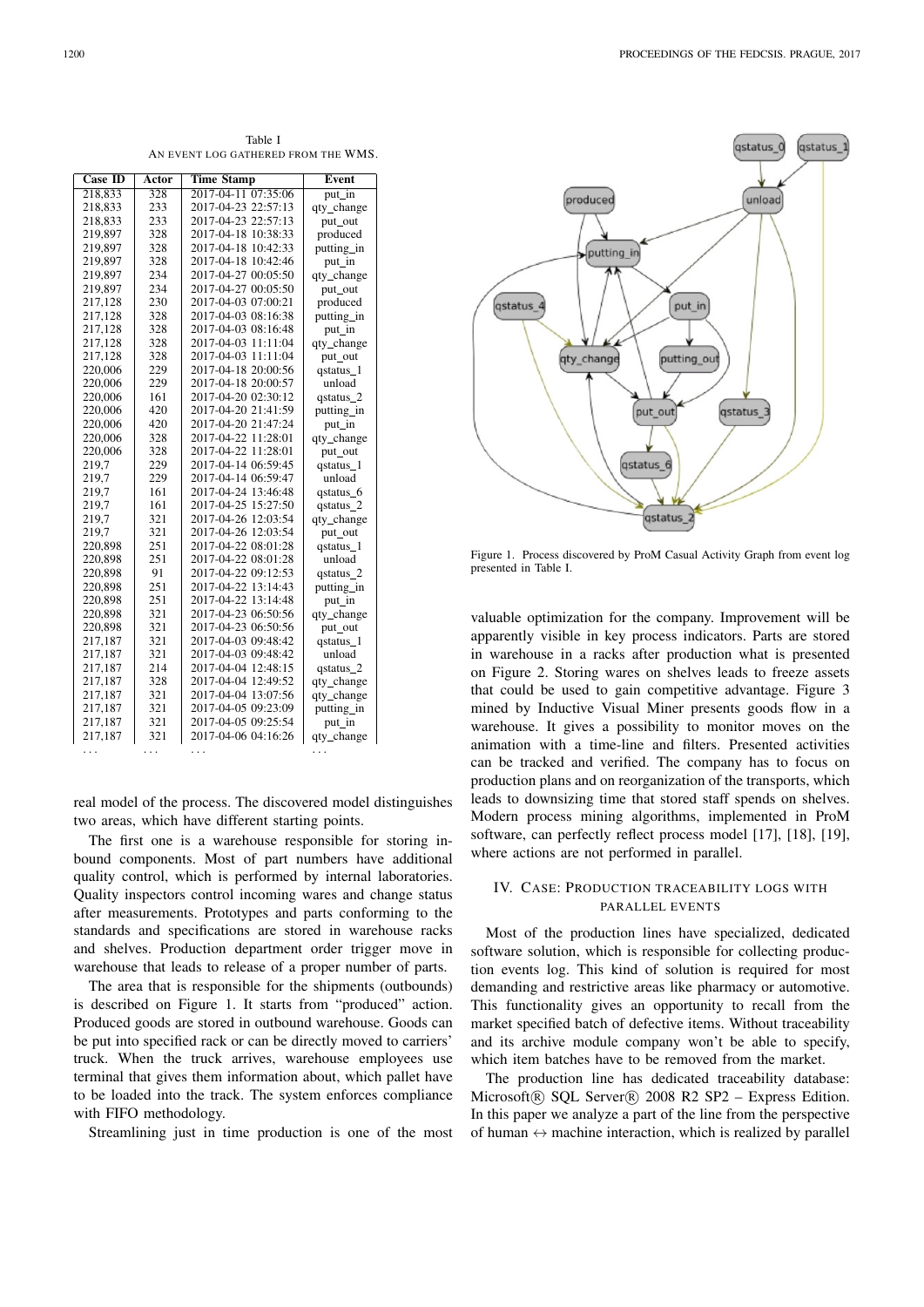Table I
AN EVENT LOG GATHERED FROM THE WMS.

| Case ID | Actor | Time Stamp | Event |
|---|---|---|---|
| 218,833 | 328 | 2017-04-11 07:35:06 | put_in |
| 218,833 | 233 | 2017-04-23 22:57:13 | qty_change |
| 218,833 | 233 | 2017-04-23 22:57:13 | put_out |
| 219,897 | 328 | 2017-04-18 10:38:33 | produced |
| 219,897 | 328 | 2017-04-18 10:42:33 | putting_in |
| 219,897 | 328 | 2017-04-18 10:42:46 | put_in |
| 219,897 | 234 | 2017-04-27 00:05:50 | qty_change |
| 219,897 | 234 | 2017-04-27 00:05:50 | put_out |
| 217,128 | 230 | 2017-04-03 07:00:21 | produced |
| 217,128 | 328 | 2017-04-03 08:16:38 | putting_in |
| 217,128 | 328 | 2017-04-03 08:16:48 | put_in |
| 217,128 | 328 | 2017-04-03 11:11:04 | qty_change |
| 217,128 | 328 | 2017-04-03 11:11:04 | put_out |
| 220,006 | 229 | 2017-04-18 20:00:56 | qstatus_1 |
| 220,006 | 229 | 2017-04-18 20:00:57 | unload |
| 220,006 | 161 | 2017-04-20 02:30:12 | qstatus_2 |
| 220,006 | 420 | 2017-04-20 21:41:59 | putting_in |
| 220,006 | 420 | 2017-04-20 21:47:24 | put_in |
| 220,006 | 328 | 2017-04-22 11:28:01 | qty_change |
| 220,006 | 328 | 2017-04-22 11:28:01 | put_out |
| 219,7 | 229 | 2017-04-14 06:59:45 | qstatus_1 |
| 219,7 | 229 | 2017-04-14 06:59:47 | unload |
| 219,7 | 161 | 2017-04-24 13:46:48 | qstatus_6 |
| 219,7 | 161 | 2017-04-25 15:27:50 | qstatus_2 |
| 219,7 | 321 | 2017-04-26 12:03:54 | qty_change |
| 219,7 | 321 | 2017-04-26 12:03:54 | put_out |
| 220,898 | 251 | 2017-04-22 08:01:28 | qstatus_1 |
| 220,898 | 251 | 2017-04-22 08:01:28 | unload |
| 220,898 | 91 | 2017-04-22 09:12:53 | qstatus_2 |
| 220,898 | 251 | 2017-04-22 13:14:43 | putting_in |
| 220,898 | 251 | 2017-04-22 13:14:48 | put_in |
| 220,898 | 321 | 2017-04-23 06:50:56 | qty_change |
| 220,898 | 321 | 2017-04-23 06:50:56 | put_out |
| 217,187 | 321 | 2017-04-03 09:48:42 | qstatus_1 |
| 217,187 | 321 | 2017-04-03 09:48:42 | unload |
| 217,187 | 214 | 2017-04-04 12:48:15 | qstatus_2 |
| 217,187 | 328 | 2017-04-04 12:49:52 | qty_change |
| 217,187 | 321 | 2017-04-04 13:07:56 | qty_change |
| 217,187 | 321 | 2017-04-05 09:23:09 | putting_in |
| 217,187 | 321 | 2017-04-05 09:25:54 | put_in |
| 217,187 | 321 | 2017-04-06 04:16:26 | qty_change |
| ... | ... | ... | ... |

real model of the process. The discovered model distinguishes two areas, which have different starting points.

The first one is a warehouse responsible for storing inbound components. Most of part numbers have additional quality control, which is performed by internal laboratories. Quality inspectors control incoming wares and change status after measurements. Prototypes and parts conforming to the standards and specifications are stored in warehouse racks and shelves. Production department order trigger move in warehouse that leads to release of a proper number of parts.

The area that is responsible for the shipments (outbounds) is described on Figure 1. It starts from "produced" action. Produced goods are stored in outbound warehouse. Goods can be put into specified rack or can be directly moved to carriers' truck. When the truck arrives, warehouse employees use terminal that gives them information about, which pallet have to be loaded into the track. The system enforces compliance with FIFO methodology.

Streamlining just in time production is one of the most valuable optimization for the company. Improvement will be apparently visible in key process indicators. Parts are stored in warehouse in a racks after production what is presented on Figure 2. Storing wares on shelves leads to freeze assets that could be used to gain competitive advantage. Figure 3 mined by Inductive Visual Miner presents goods flow in a warehouse. It gives a possibility to monitor moves on the animation with a time-line and filters. Presented activities can be tracked and verified. The company has to focus on production plans and on reorganization of the transports, which leads to downsizing time that stored staff spends on shelves. Modern process mining algorithms, implemented in ProM software, can perfectly reflect process model [17], [18], [19], where actions are not performed in parallel.

Figure 1. Process discovered by ProM Casual Activity Graph from event log presented in Table I.

## IV. CASE: PRODUCTION TRACEABILITY LOGS WITH PARALLEL EVENTS

Most of the production lines have specialized, dedicated software solution, which is responsible for collecting production events log. This kind of solution is required for most demanding and restrictive areas like pharmacy or automotive. This functionality gives an opportunity to recall from the market specified batch of defective items. Without traceability and its archive module company won't be able to specify, which item batches have to be removed from the market.

The production line has dedicated traceability database: Microsoft® SQL Server® 2008 R2 SP2 – Express Edition. In this paper we analyze a part of the line from the perspective of human $\leftrightarrow$ machine interaction, which is realized by parallel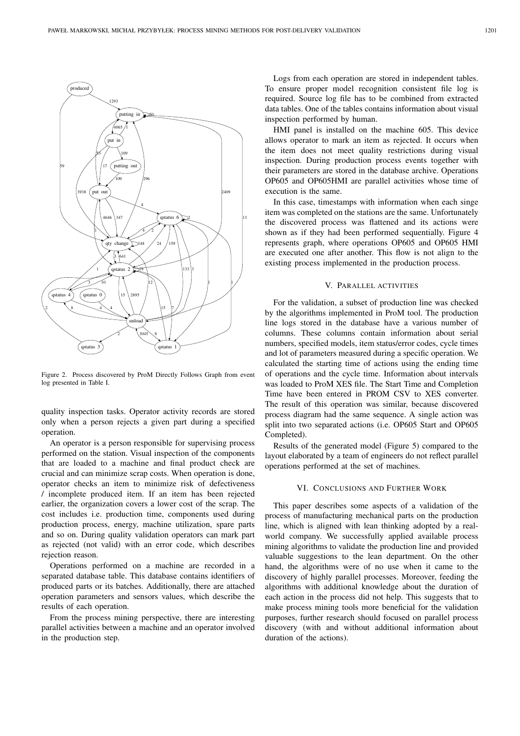produced
1293
putting in
60
4065
1
put in
53
109
17
putting out
59
109
296
3938
put out
2409
4
13
qstatus 6
2
4646
347
4
2
1
qty change
148
24
159
3
641
1
qstatus 2
19
3
10
12
133
3
qstatus 4
qstatus 0
15
2895
1
1
2
8
4
4
15
7
unload
2
3045
8
qstatus 3
qstatus 1

Figure 2. Process discovered by ProM Directly Follows Graph from event log presented in Table I.

quality inspection tasks. Operator activity records are stored only when a person rejects a given part during a specified operation.

An operator is a person responsible for supervising process performed on the station. Visual inspection of the components that are loaded to a machine and final product check are crucial and can minimize scrap costs. When operation is done, operator checks an item to minimize risk of defectiveness / incomplete produced item. If an item has been rejected earlier, the organization covers a lower cost of the scrap. The cost includes i.e. production time, components used during production process, energy, machine utilization, spare parts and so on. During quality validation operators can mark part as rejected (not valid) with an error code, which describes rejection reason.

Operations performed on a machine are recorded in a separated database table. This database contains identifiers of produced parts or its batches. Additionally, there are attached operation parameters and sensors values, which describe the results of each operation.

From the process mining perspective, there are interesting parallel activities between a machine and an operator involved in the production step.

Logs from each operation are stored in independent tables. To ensure proper model recognition consistent file log is required. Source log file has to be combined from extracted data tables. One of the tables contains information about visual inspection performed by human.

HMI panel is installed on the machine 605. This device allows operator to mark an item as rejected. It occurs when the item does not meet quality restrictions during visual inspection. During production process events together with their parameters are stored in the database archive. Operations OP605 and OP605HMI are parallel activities whose time of execution is the same.

In this case, timestamps with information when each singe item was completed on the stations are the same. Unfortunately the discovered process was flattened and its actions were shown as if they had been performed sequentially. Figure 4 represents graph, where operations OP605 and OP605 HMI are executed one after another. This flow is not align to the existing process implemented in the production process.

## V. Parallel activities

For the validation, a subset of production line was checked by the algorithms implemented in ProM tool. The production line logs stored in the database have a various number of columns. These columns contain information about serial numbers, specified models, item status/error codes, cycle times and lot of parameters measured during a specific operation. We calculated the starting time of actions using the ending time of operations and the cycle time. Information about intervals was loaded to ProM XES file. The Start Time and Completion Time have been entered in PROM CSV to XES converter. The result of this operation was similar, because discovered process diagram had the same sequence. A single action was split into two separated actions (i.e. OP605 Start and OP605 Completed).

Results of the generated model (Figure 5) compared to the layout elaborated by a team of engineers do not reflect parallel operations performed at the set of machines.

## VI. Conclusions and Further Work

This paper describes some aspects of a validation of the process of manufacturing mechanical parts on the production line, which is aligned with lean thinking adopted by a real-world company. We successfully applied available process mining algorithms to validate the production line and provided valuable suggestions to the lean department. On the other hand, the algorithms were of no use when it came to the discovery of highly parallel processes. Moreover, feeding the algorithms with additional knowledge about the duration of each action in the process did not help. This suggests that to make process mining tools more beneficial for the validation purposes, further research should focused on parallel process discovery (with and without additional information about duration of the actions).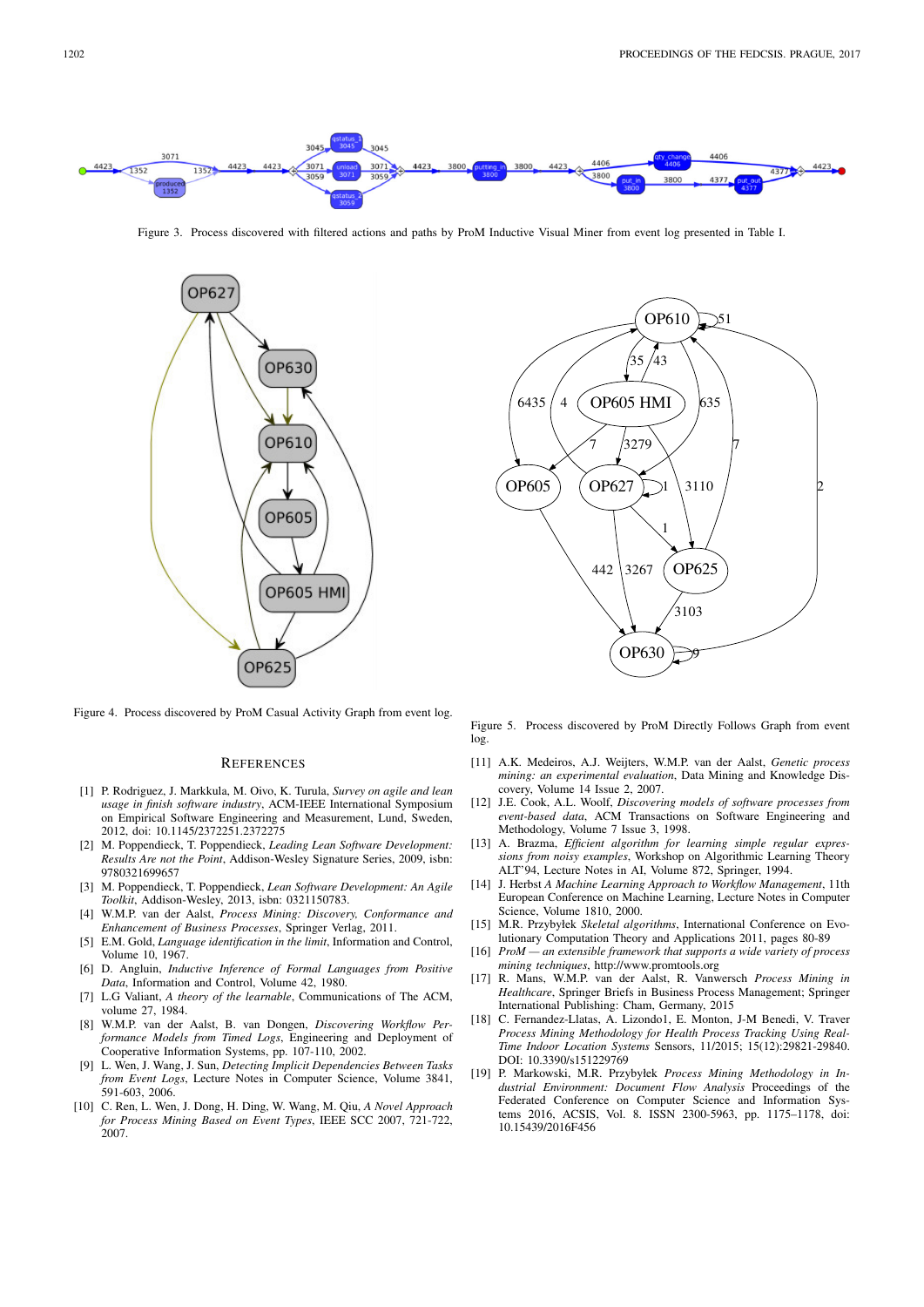4423 1352 3071 1352 produced 1352 4423 4423 3045 qstatus_1 3045 3045 3071 unload 3071 3071 3059 qstatus_2 3059 3059 4423 3800 putting_in 3800 3800 4423 4406 qty_change 4406 4406 3800 put_in 3800 3800 4377 put_out 4377 4377 4423

Figure 3. Process discovered with filtered actions and paths by ProM Inductive Visual Miner from event log presented in Table I.

OP627 OP630 OP610 OP605 OP605 HMI OP625

Figure 4. Process discovered by ProM Casual Activity Graph from event log.

OP610 51 35 43 6435 4 OP605 HMI 635 7 3279 7 OP605 OP627 1 3110 2 1 442 3267 OP625 3103 OP630 9

Figure 5. Process discovered by ProM Directly Follows Graph from event log.

## References

[1] P. Rodriguez, J. Markkula, M. Oivo, K. Turula, *Survey on agile and lean usage in finish software industry*, ACM-IEEE International Symposium on Empirical Software Engineering and Measurement, Lund, Sweden, 2012, doi: 10.1145/2372251.2372275

[2] M. Poppendieck, T. Poppendieck, *Leading Lean Software Development: Results Are not the Point*, Addison-Wesley Signature Series, 2009, isbn: 9780321699657

[3] M. Poppendieck, T. Poppendieck, *Lean Software Development: An Agile Toolkit*, Addison-Wesley, 2013, isbn: 0321150783.

[4] W.M.P. van der Aalst, *Process Mining: Discovery, Conformance and Enhancement of Business Processes*, Springer Verlag, 2011.

[5] E.M. Gold, *Language identification in the limit*, Information and Control, Volume 10, 1967.

[6] D. Angluin, *Inductive Inference of Formal Languages from Positive Data*, Information and Control, Volume 42, 1980.

[7] L.G Valiant, *A theory of the learnable*, Communications of The ACM, volume 27, 1984.

[8] W.M.P. van der Aalst, B. van Dongen, *Discovering Workflow Performance Models from Timed Logs*, Engineering and Deployment of Cooperative Information Systems, pp. 107-110, 2002.

[9] L. Wen, J. Wang, J. Sun, *Detecting Implicit Dependencies Between Tasks from Event Logs*, Lecture Notes in Computer Science, Volume 3841, 591-603, 2006.

[10] C. Ren, L. Wen, J. Dong, H. Ding, W. Wang, M. Qiu, *A Novel Approach for Process Mining Based on Event Types*, IEEE SCC 2007, 721-722, 2007.

[11] A.K. Medeiros, A.J. Weijters, W.M.P. van der Aalst, *Genetic process mining: an experimental evaluation*, Data Mining and Knowledge Discovery, Volume 14 Issue 2, 2007.

[12] J.E. Cook, A.L. Woolf, *Discovering models of software processes from event-based data*, ACM Transactions on Software Engineering and Methodology, Volume 7 Issue 3, 1998.

[13] A. Brazma, *Efficient algorithm for learning simple regular expressions from noisy examples*, Workshop on Algorithmic Learning Theory ALT'94, Lecture Notes in AI, Volume 872, Springer, 1994.

[14] J. Herbst *A Machine Learning Approach to Workflow Management*, 11th European Conference on Machine Learning, Lecture Notes in Computer Science, Volume 1810, 2000.

[15] M.R. Przybyłek *Skeletal algorithms*, International Conference on Evolutionary Computation Theory and Applications 2011, pages 80-89

[16] *ProM — an extensible framework that supports a wide variety of process mining techniques*, http://www.promtools.org

[17] R. Mans, W.M.P. van der Aalst, R. Vanwersch *Process Mining in Healthcare*, Springer Briefs in Business Process Management; Springer International Publishing: Cham, Germany, 2015

[18] C. Fernandez-Llatas, A. Lizondo1, E. Monton, J-M Benedi, V. Traver *Process Mining Methodology for Health Process Tracking Using Real-Time Indoor Location Systems* Sensors, 11/2015; 15(12):29821-29840. DOI: 10.3390/s151229769

[19] P. Markowski, M.R. Przybyłek *Process Mining Methodology in Industrial Environment: Document Flow Analysis* Proceedings of the Federated Conference on Computer Science and Information Systems 2016, ACSIS, Vol. 8. ISSN 2300-5963, pp. 1175–1178, doi: 10.15439/2016F456